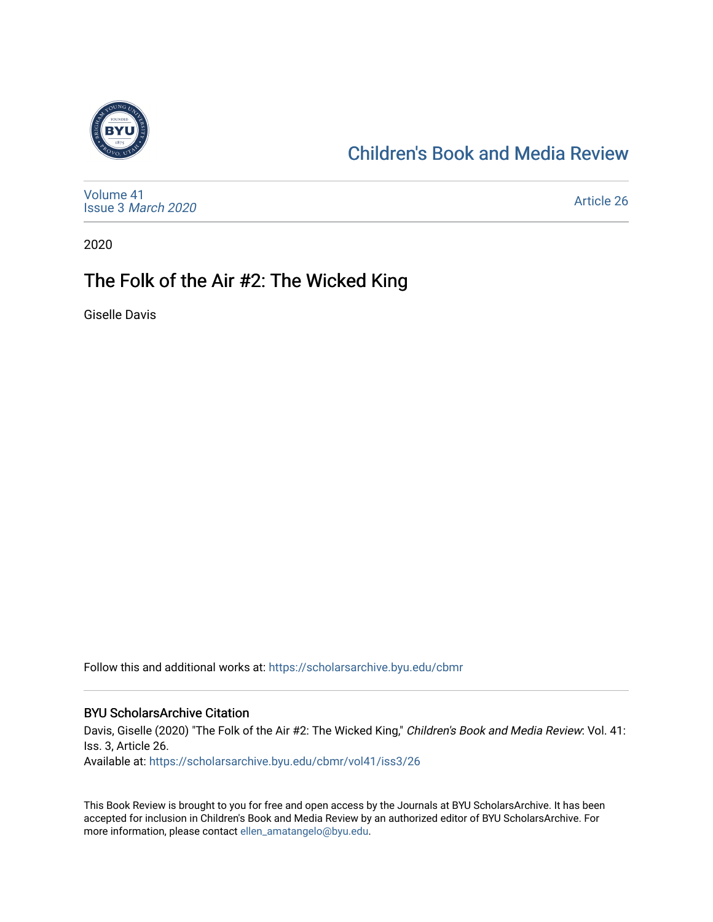Children's Book and Media Review

Volume 41
Issue 3 *March 2020*

Article 26

2020

# The Folk of the Air #2: The Wicked King

Giselle Davis

Follow this and additional works at: https://scholarsarchive.byu.edu/cbmr

## BYU ScholarsArchive Citation

Davis, Giselle (2020) "The Folk of the Air #2: The Wicked King," *Children's Book and Media Review*: Vol. 41: Iss. 3, Article 26.
Available at: https://scholarsarchive.byu.edu/cbmr/vol41/iss3/26

This Book Review is brought to you for free and open access by the Journals at BYU ScholarsArchive. It has been accepted for inclusion in Children's Book and Media Review by an authorized editor of BYU ScholarsArchive. For more information, please contact ellen_amatangelo@byu.edu.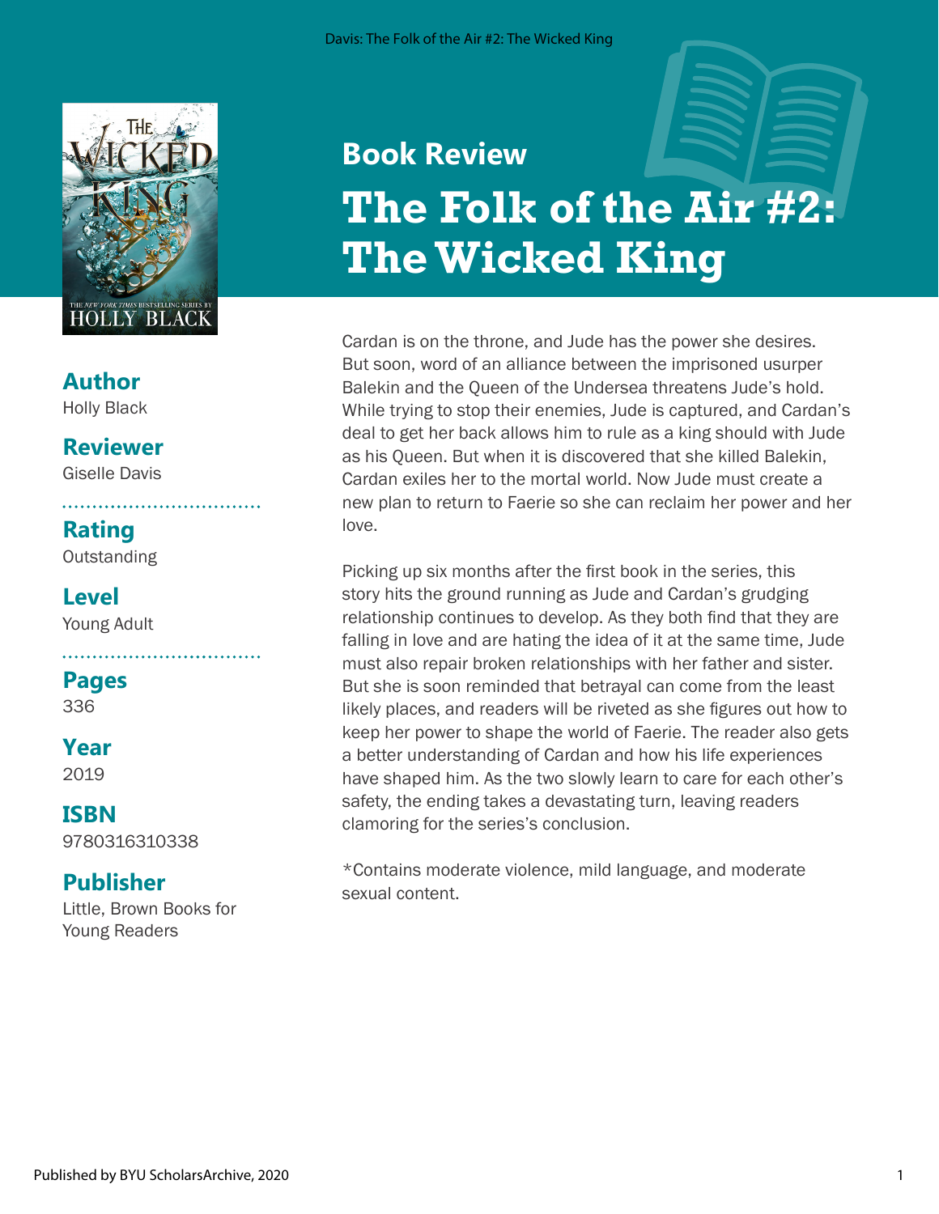## Book Review

# The Folk of the Air #2: The Wicked King

**Author**
Holly Black

**Reviewer**
Giselle Davis

**Rating**
Outstanding

**Level**
Young Adult

**Pages**
336

**Year**
2019

**ISBN**
9780316310338

**Publisher**
Little, Brown Books for Young Readers

Cardan is on the throne, and Jude has the power she desires. But soon, word of an alliance between the imprisoned usurper Balekin and the Queen of the Undersea threatens Jude's hold. While trying to stop their enemies, Jude is captured, and Cardan's deal to get her back allows him to rule as a king should with Jude as his Queen. But when it is discovered that she killed Balekin, Cardan exiles her to the mortal world. Now Jude must create a new plan to return to Faerie so she can reclaim her power and her love.

Picking up six months after the first book in the series, this story hits the ground running as Jude and Cardan's grudging relationship continues to develop. As they both find that they are falling in love and are hating the idea of it at the same time, Jude must also repair broken relationships with her father and sister. But she is soon reminded that betrayal can come from the least likely places, and readers will be riveted as she figures out how to keep her power to shape the world of Faerie. The reader also gets a better understanding of Cardan and how his life experiences have shaped him. As the two slowly learn to care for each other's safety, the ending takes a devastating turn, leaving readers clamoring for the series's conclusion.

*Contains moderate violence, mild language, and moderate sexual content.